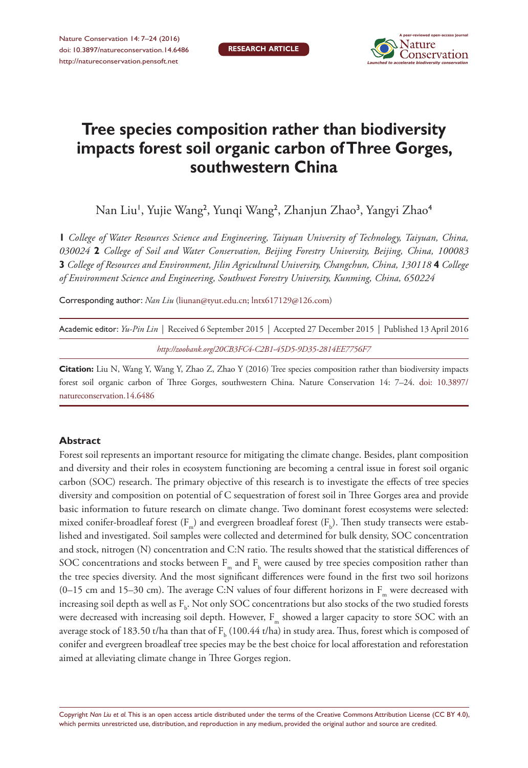RESEARCH ARTICLE

# Tree species composition rather than biodiversity impacts forest soil organic carbon of Three Gorges, southwestern China

Nan Liu[1], Yujie Wang[2], Yunqi Wang[2], Zhanjun Zhao[3], Yangyi Zhao[4]

**1** *College of Water Resources Science and Engineering, Taiyuan University of Technology, Taiyuan, China, 030024* **2** *College of Soil and Water Conservation, Beijing Forestry University, Beijing, China, 100083* **3** *College of Resources and Environment, Jilin Agricultural University, Changchun, China, 130118* **4** *College of Environment Science and Engineering, Southwest Forestry University, Kunming, China, 650224*

Corresponding author: *Nan Liu* (liunan@tyut.edu.cn; lntx617129@126.com)

Academic editor: *Yu-Pin Lin* | Received 6 September 2015 | Accepted 27 December 2015 | Published 13 April 2016

*http://zoobank.org/20CB3FC4-C2B1-45D5-9D35-2814EE7756F7*

**Citation:** Liu N, Wang Y, Wang Y, Zhao Z, Zhao Y (2016) Tree species composition rather than biodiversity impacts forest soil organic carbon of Three Gorges, southwestern China. Nature Conservation 14: 7–24. doi: 10.3897/natureconservation.14.6486

## Abstract

Forest soil represents an important resource for mitigating the climate change. Besides, plant composition and diversity and their roles in ecosystem functioning are becoming a central issue in forest soil organic carbon (SOC) research. The primary objective of this research is to investigate the effects of tree species diversity and composition on potential of C sequestration of forest soil in Three Gorges area and provide basic information to future research on climate change. Two dominant forest ecosystems were selected: mixed conifer-broadleaf forest ($F_m$) and evergreen broadleaf forest ($F_b$). Then study transects were established and investigated. Soil samples were collected and determined for bulk density, SOC concentration and stock, nitrogen (N) concentration and C:N ratio. The results showed that the statistical differences of SOC concentrations and stocks between $F_m$ and $F_b$ were caused by tree species composition rather than the tree species diversity. And the most significant differences were found in the first two soil horizons (0–15 cm and 15–30 cm). The average C:N values of four different horizons in $F_m$ were decreased with increasing soil depth as well as $F_b$. Not only SOC concentrations but also stocks of the two studied forests were decreased with increasing soil depth. However, $F_m$ showed a larger capacity to store SOC with an average stock of 183.50 t/ha than that of $F_b$ (100.44 t/ha) in study area. Thus, forest which is composed of conifer and evergreen broadleaf tree species may be the best choice for local afforestation and reforestation aimed at alleviating climate change in Three Gorges region.

Copyright *Nan Liu et al.* This is an open access article distributed under the terms of the Creative Commons Attribution License (CC BY 4.0), which permits unrestricted use, distribution, and reproduction in any medium, provided the original author and source are credited.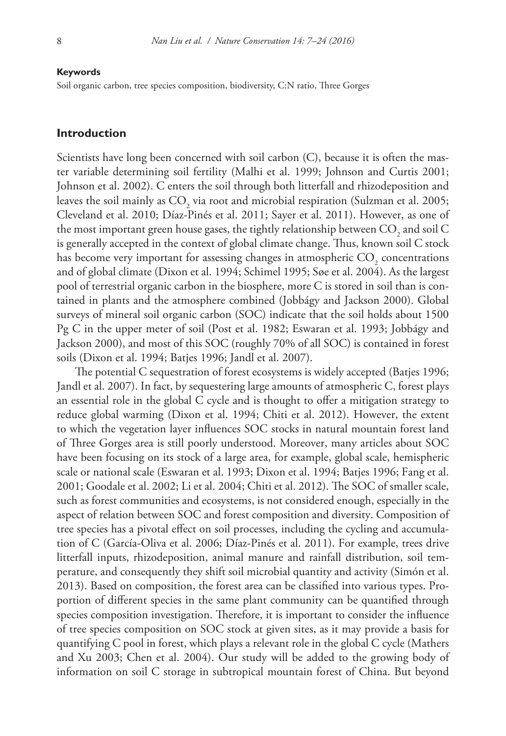**Keywords**

Soil organic carbon, tree species composition, biodiversity, C:N ratio, Three Gorges

## Introduction

Scientists have long been concerned with soil carbon (C), because it is often the master variable determining soil fertility (Malhi et al. 1999; Johnson and Curtis 2001; Johnson et al. 2002). C enters the soil through both litterfall and rhizodeposition and leaves the soil mainly as $CO_2$ via root and microbial respiration (Sulzman et al. 2005; Cleveland et al. 2010; Díaz-Pinés et al. 2011; Sayer et al. 2011). However, as one of the most important green house gases, the tightly relationship between $CO_2$ and soil C is generally accepted in the context of global climate change. Thus, known soil C stock has become very important for assessing changes in atmospheric $CO_2$ concentrations and of global climate (Dixon et al. 1994; Schimel 1995; Søe et al. 2004). As the largest pool of terrestrial organic carbon in the biosphere, more C is stored in soil than is contained in plants and the atmosphere combined (Jobbágy and Jackson 2000). Global surveys of mineral soil organic carbon (SOC) indicate that the soil holds about 1500 Pg C in the upper meter of soil (Post et al. 1982; Eswaran et al. 1993; Jobbágy and Jackson 2000), and most of this SOC (roughly 70% of all SOC) is contained in forest soils (Dixon et al. 1994; Batjes 1996; Jandl et al. 2007).

The potential C sequestration of forest ecosystems is widely accepted (Batjes 1996; Jandl et al. 2007). In fact, by sequestering large amounts of atmospheric C, forest plays an essential role in the global C cycle and is thought to offer a mitigation strategy to reduce global warming (Dixon et al. 1994; Chiti et al. 2012). However, the extent to which the vegetation layer influences SOC stocks in natural mountain forest land of Three Gorges area is still poorly understood. Moreover, many articles about SOC have been focusing on its stock of a large area, for example, global scale, hemispheric scale or national scale (Eswaran et al. 1993; Dixon et al. 1994; Batjes 1996; Fang et al. 2001; Goodale et al. 2002; Li et al. 2004; Chiti et al. 2012). The SOC of smaller scale, such as forest communities and ecosystems, is not considered enough, especially in the aspect of relation between SOC and forest composition and diversity. Composition of tree species has a pivotal effect on soil processes, including the cycling and accumulation of C (García-Oliva et al. 2006; Díaz-Pinés et al. 2011). For example, trees drive litterfall inputs, rhizodeposition, animal manure and rainfall distribution, soil temperature, and consequently they shift soil microbial quantity and activity (Simón et al. 2013). Based on composition, the forest area can be classified into various types. Proportion of different species in the same plant community can be quantified through species composition investigation. Therefore, it is important to consider the influence of tree species composition on SOC stock at given sites, as it may provide a basis for quantifying C pool in forest, which plays a relevant role in the global C cycle (Mathers and Xu 2003; Chen et al. 2004). Our study will be added to the growing body of information on soil C storage in subtropical mountain forest of China. But beyond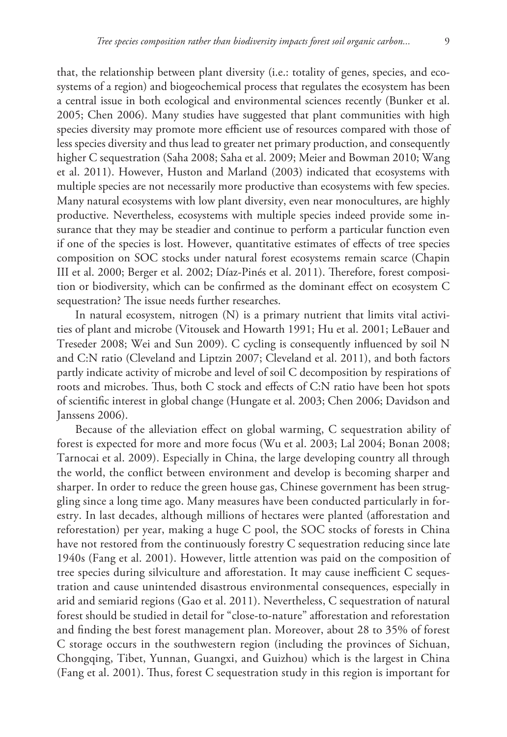that, the relationship between plant diversity (i.e.: totality of genes, species, and ecosystems of a region) and biogeochemical process that regulates the ecosystem has been a central issue in both ecological and environmental sciences recently (Bunker et al. 2005; Chen 2006). Many studies have suggested that plant communities with high species diversity may promote more efficient use of resources compared with those of less species diversity and thus lead to greater net primary production, and consequently higher C sequestration (Saha 2008; Saha et al. 2009; Meier and Bowman 2010; Wang et al. 2011). However, Huston and Marland (2003) indicated that ecosystems with multiple species are not necessarily more productive than ecosystems with few species. Many natural ecosystems with low plant diversity, even near monocultures, are highly productive. Nevertheless, ecosystems with multiple species indeed provide some insurance that they may be steadier and continue to perform a particular function even if one of the species is lost. However, quantitative estimates of effects of tree species composition on SOC stocks under natural forest ecosystems remain scarce (Chapin III et al. 2000; Berger et al. 2002; Díaz-Pinés et al. 2011). Therefore, forest composition or biodiversity, which can be confirmed as the dominant effect on ecosystem C sequestration? The issue needs further researches.

In natural ecosystem, nitrogen (N) is a primary nutrient that limits vital activities of plant and microbe (Vitousek and Howarth 1991; Hu et al. 2001; LeBauer and Treseder 2008; Wei and Sun 2009). C cycling is consequently influenced by soil N and C:N ratio (Cleveland and Liptzin 2007; Cleveland et al. 2011), and both factors partly indicate activity of microbe and level of soil C decomposition by respirations of roots and microbes. Thus, both C stock and effects of C:N ratio have been hot spots of scientific interest in global change (Hungate et al. 2003; Chen 2006; Davidson and Janssens 2006).

Because of the alleviation effect on global warming, C sequestration ability of forest is expected for more and more focus (Wu et al. 2003; Lal 2004; Bonan 2008; Tarnocai et al. 2009). Especially in China, the large developing country all through the world, the conflict between environment and develop is becoming sharper and sharper. In order to reduce the green house gas, Chinese government has been struggling since a long time ago. Many measures have been conducted particularly in forestry. In last decades, although millions of hectares were planted (afforestation and reforestation) per year, making a huge C pool, the SOC stocks of forests in China have not restored from the continuously forestry C sequestration reducing since late 1940s (Fang et al. 2001). However, little attention was paid on the composition of tree species during silviculture and afforestation. It may cause inefficient C sequestration and cause unintended disastrous environmental consequences, especially in arid and semiarid regions (Gao et al. 2011). Nevertheless, C sequestration of natural forest should be studied in detail for "close-to-nature" afforestation and reforestation and finding the best forest management plan. Moreover, about 28 to 35% of forest C storage occurs in the southwestern region (including the provinces of Sichuan, Chongqing, Tibet, Yunnan, Guangxi, and Guizhou) which is the largest in China (Fang et al. 2001). Thus, forest C sequestration study in this region is important for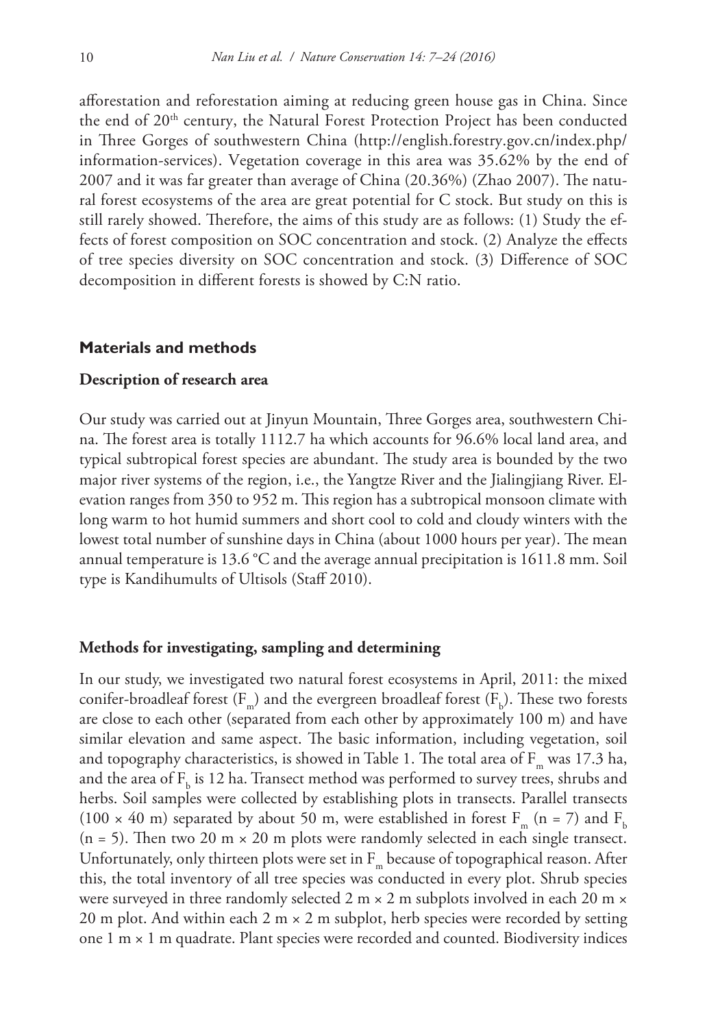afforestation and reforestation aiming at reducing green house gas in China. Since the end of 20[th] century, the Natural Forest Protection Project has been conducted in Three Gorges of southwestern China (http://english.forestry.gov.cn/index.php/information-services). Vegetation coverage in this area was 35.62% by the end of 2007 and it was far greater than average of China (20.36%) (Zhao 2007). The natural forest ecosystems of the area are great potential for C stock. But study on this is still rarely showed. Therefore, the aims of this study are as follows: (1) Study the effects of forest composition on SOC concentration and stock. (2) Analyze the effects of tree species diversity on SOC concentration and stock. (3) Difference of SOC decomposition in different forests is showed by C:N ratio.

## Materials and methods

### Description of research area

Our study was carried out at Jinyun Mountain, Three Gorges area, southwestern China. The forest area is totally 1112.7 ha which accounts for 96.6% local land area, and typical subtropical forest species are abundant. The study area is bounded by the two major river systems of the region, i.e., the Yangtze River and the Jialingjiang River. Elevation ranges from 350 to 952 m. This region has a subtropical monsoon climate with long warm to hot humid summers and short cool to cold and cloudy winters with the lowest total number of sunshine days in China (about 1000 hours per year). The mean annual temperature is 13.6 °C and the average annual precipitation is 1611.8 mm. Soil type is Kandihumults of Ultisols (Staff 2010).

### Methods for investigating, sampling and determining

In our study, we investigated two natural forest ecosystems in April, 2011: the mixed conifer-broadleaf forest ($F_m$) and the evergreen broadleaf forest ($F_b$). These two forests are close to each other (separated from each other by approximately 100 m) and have similar elevation and same aspect. The basic information, including vegetation, soil and topography characteristics, is showed in Table 1. The total area of $F_m$ was 17.3 ha, and the area of $F_b$ is 12 ha. Transect method was performed to survey trees, shrubs and herbs. Soil samples were collected by establishing plots in transects. Parallel transects (100 × 40 m) separated by about 50 m, were established in forest $F_m$ (n = 7) and $F_b$ (n = 5). Then two 20 m × 20 m plots were randomly selected in each single transect. Unfortunately, only thirteen plots were set in $F_m$ because of topographical reason. After this, the total inventory of all tree species was conducted in every plot. Shrub species were surveyed in three randomly selected 2 m × 2 m subplots involved in each 20 m × 20 m plot. And within each 2 m × 2 m subplot, herb species were recorded by setting one 1 m × 1 m quadrate. Plant species were recorded and counted. Biodiversity indices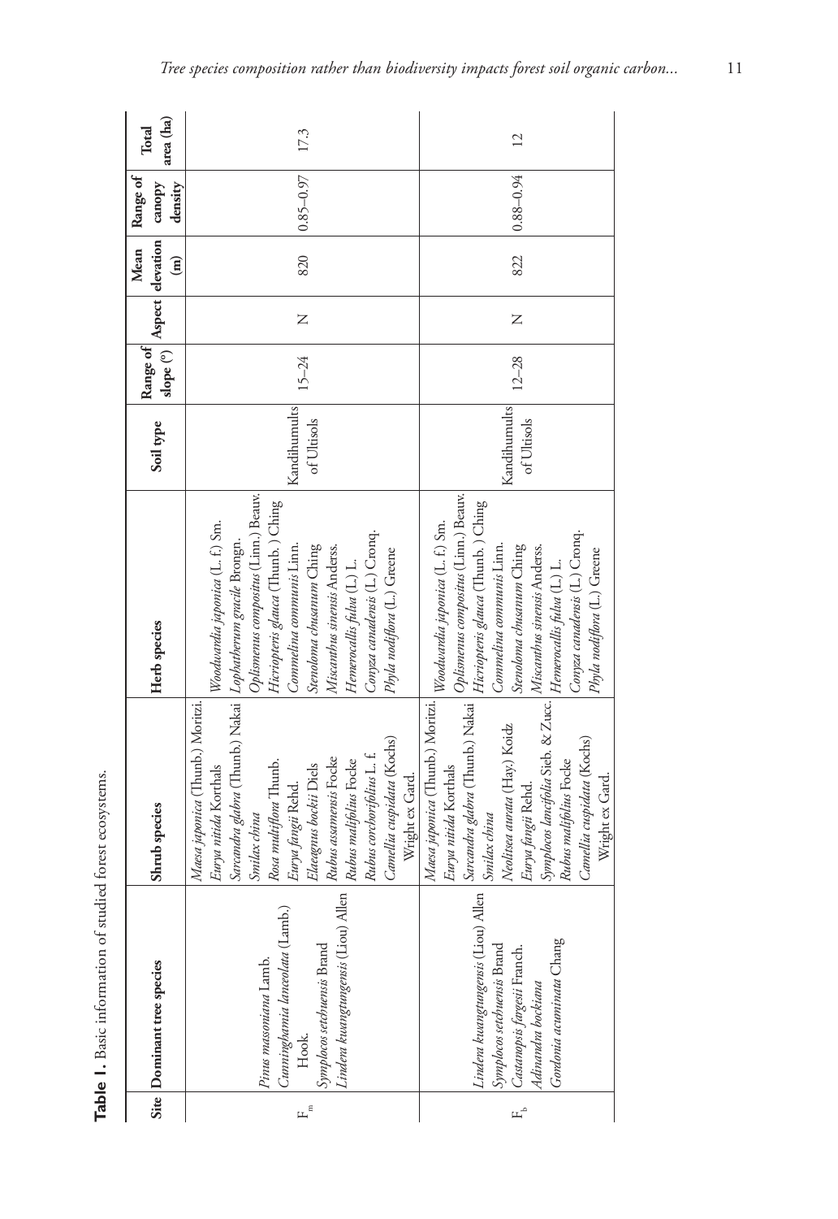**Table 1.** Basic information of studied forest ecosystems.

| Site | Dominant tree species | Shrub species | Herb species | Soil type | Range of slope (°) | Aspect | Mean elevation (m) | Range of canopy density | Total area (ha) |
|---|---|---|---|---|---|---|---|---|---|
| $F_m$ | *Pinus massoniana* Lamb.<br>*Cunninghamia lanceolata* (Lamb.) Hook.<br>*Symplocos setchuensis* Brand<br>*Lindera kwangtungensis* (Liou) Allen | *Maesa japonica* (Thunb.) Moritzi.<br>*Eurya nitida* Korthals<br>*Sarcandra glabra* (Thunb.) Nakai<br>*Smilax china*<br>*Rosa multiflora* Thunb.<br>*Eurya fangii* Rehd.<br>*Elaeagnus bockii* Diels<br>*Rubus assamensis* Focke<br>*Rubus malifolius* Focke<br>*Rubus corchorifolius* L. f.<br>*Camellia cuspidata* (Kochs) Wright ex Gard. | *Woodwardia japonica* (L. f.) Sm.<br>*Lophatherum gracile* Brongn.<br>*Oplismenus compositus* (Linn.) Beauv.<br>*Hicriopteris glauca* (Thunb.) Ching<br>*Commelina communis* Linn.<br>*Stenoloma chusanum* Ching<br>*Miscanthus sinensis* Anderss.<br>*Hemerocallis fulva* (L.) L.<br>*Conyza canadensis* (L.) Cronq.<br>*Phyla nodiflora* (L.) Greene | Kandihumults of Ultisols | 15–24 | N | 820 | 0.85–0.97 | 17.3 |
| $F_b$ | *Lindera kwangtungensis* (Liou) Allen<br>*Symplocos setchuensis* Brand<br>*Castanopsis fargesii* Franch.<br>*Adinandra bockiana*<br>*Gordonia acuminata* Chang | *Maesa japonica* (Thunb.) Moritzi.<br>*Eurya nitida* Korthals<br>*Sarcandra glabra* (Thunb.) Nakai<br>*Smilax china*<br>*Neolitsea aurata* (Hay.) Koidz<br>*Eurya fangii* Rehd.<br>*Symplocos lancifolia* Sieb. & Zucc.<br>*Rubus malifolius* Focke<br>*Camellia cuspidata* (Kochs) Wright ex Gard. | *Woodwardia japonica* (L. f.) Sm.<br>*Oplismenus compositus* (Linn.) Beauv.<br>*Hicriopteris glauca* (Thunb.) Ching<br>*Commelina communis* Linn.<br>*Stenoloma chusanum* Ching<br>*Miscanthus sinensis* Anderss.<br>*Hemerocallis fulva* (L.) L.<br>*Conyza canadensis* (L.) Cronq.<br>*Phyla nodiflora* (L.) Greene | Kandihumults of Ultisols | 12–28 | N | 822 | 0.88–0.94 | 12 |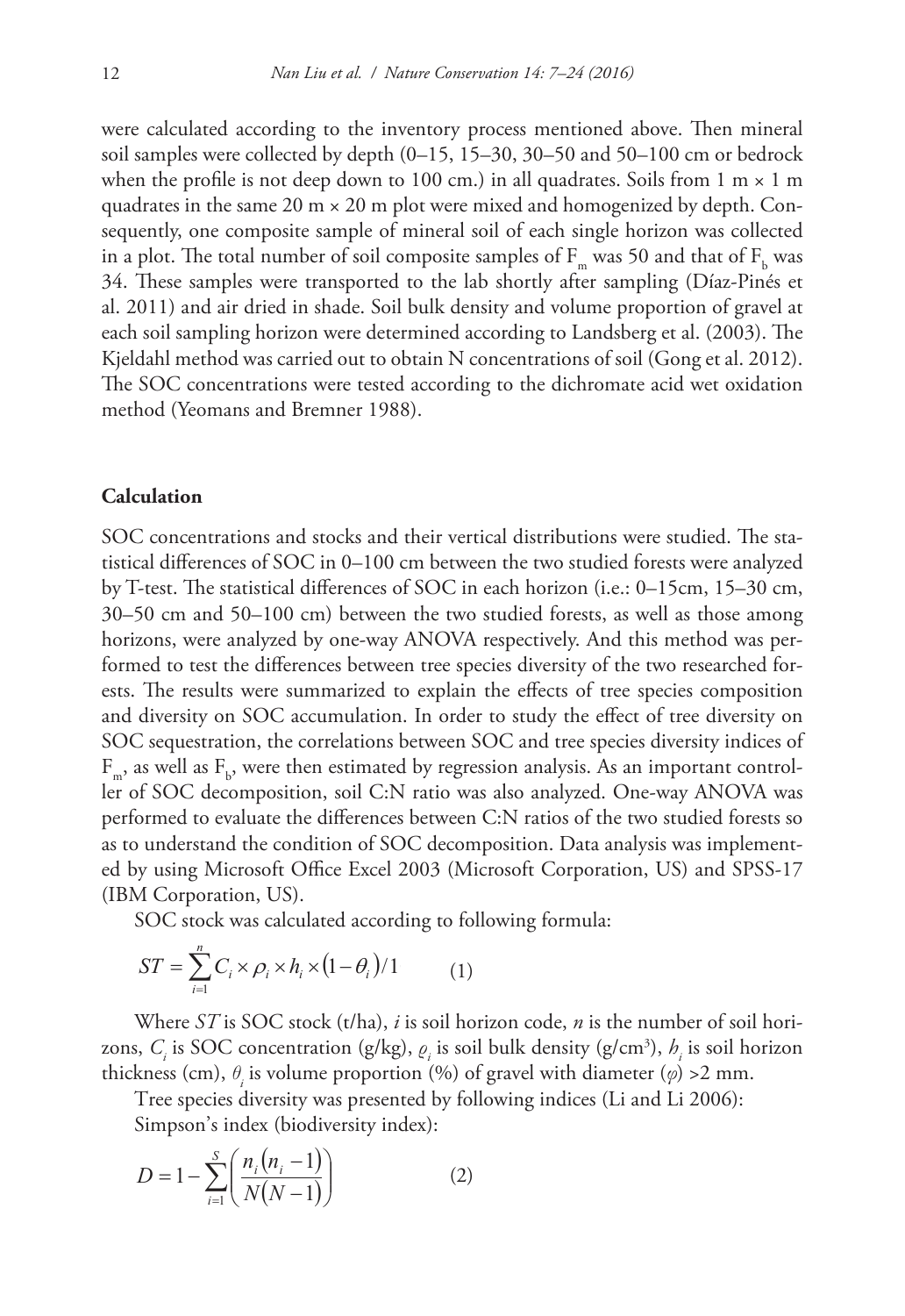were calculated according to the inventory process mentioned above. Then mineral soil samples were collected by depth (0–15, 15–30, 30–50 and 50–100 cm or bedrock when the profile is not deep down to 100 cm.) in all quadrates. Soils from 1 m × 1 m quadrates in the same 20 m × 20 m plot were mixed and homogenized by depth. Consequently, one composite sample of mineral soil of each single horizon was collected in a plot. The total number of soil composite samples of $F_m$ was 50 and that of $F_b$ was 34. These samples were transported to the lab shortly after sampling (Díaz-Pinés et al. 2011) and air dried in shade. Soil bulk density and volume proportion of gravel at each soil sampling horizon were determined according to Landsberg et al. (2003). The Kjeldahl method was carried out to obtain N concentrations of soil (Gong et al. 2012). The SOC concentrations were tested according to the dichromate acid wet oxidation method (Yeomans and Bremner 1988).

### Calculation

SOC concentrations and stocks and their vertical distributions were studied. The statistical differences of SOC in 0–100 cm between the two studied forests were analyzed by T-test. The statistical differences of SOC in each horizon (i.e.: 0–15cm, 15–30 cm, 30–50 cm and 50–100 cm) between the two studied forests, as well as those among horizons, were analyzed by one-way ANOVA respectively. And this method was performed to test the differences between tree species diversity of the two researched forests. The results were summarized to explain the effects of tree species composition and diversity on SOC accumulation. In order to study the effect of tree diversity on SOC sequestration, the correlations between SOC and tree species diversity indices of $F_m$, as well as $F_b$, were then estimated by regression analysis. As an important controller of SOC decomposition, soil C:N ratio was also analyzed. One-way ANOVA was performed to evaluate the differences between C:N ratios of the two studied forests so as to understand the condition of SOC decomposition. Data analysis was implemented by using Microsoft Office Excel 2003 (Microsoft Corporation, US) and SPSS-17 (IBM Corporation, US).

SOC stock was calculated according to following formula:

$$ST = \sum_{i=1}^{n} C_i \times \rho_i \times h_i \times \left(1 - \theta_i\right)/1 \qquad (1)$$

Where $ST$ is SOC stock (t/ha), $i$ is soil horizon code, $n$ is the number of soil horizons, $C_i$ is SOC concentration (g/kg), $\varrho_i$ is soil bulk density (g/cm$^3$), $h_i$ is soil horizon thickness (cm), $\theta_i$ is volume proportion (%) of gravel with diameter ($\varphi$) >2 mm.

Tree species diversity was presented by following indices (Li and Li 2006):

Simpson's index (biodiversity index):

$$D = 1 - \sum_{i=1}^{S} \left( \frac{n_i\left(n_i - 1\right)}{N\left(N - 1\right)} \right) \qquad (2)$$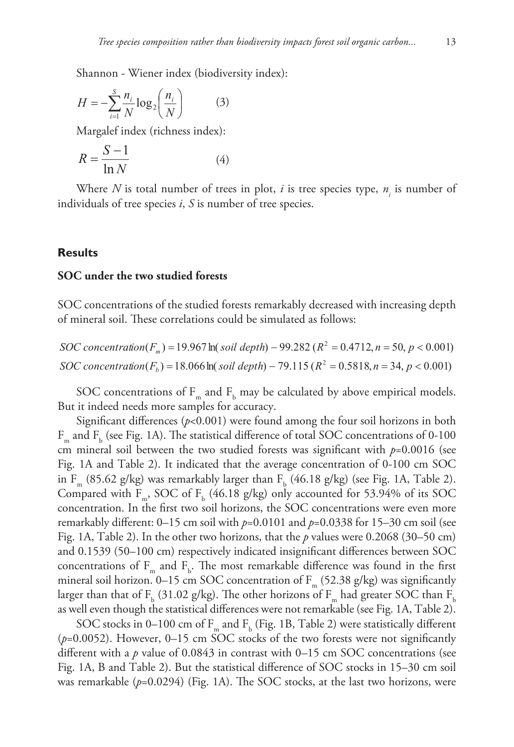Shannon - Wiener index (biodiversity index):

$$H = -\sum_{i=1}^{S} \frac{n_i}{N} \log_2\left(\frac{n_i}{N}\right) \qquad (3)$$

Margalef index (richness index):

$$R = \frac{S-1}{\ln N} \qquad (4)$$

Where $N$ is total number of trees in plot, $i$ is tree species type, $n_i$ is number of individuals of tree species $i$, $S$ is number of tree species.

## Results

### SOC under the two studied forests

SOC concentrations of the studied forests remarkably decreased with increasing depth of mineral soil. These correlations could be simulated as follows:

$$SOC\ concentration(F_m) = 19.967 \ln(soil\ depth) - 99.282\ (R^2 = 0.4712, n = 50, p < 0.001)$$

$$SOC\ concentration(F_b) = 18.066 \ln(soil\ depth) - 79.115\ (R^2 = 0.5818, n = 34, p < 0.001)$$

SOC concentrations of $F_m$ and $F_b$ may be calculated by above empirical models. But it indeed needs more samples for accuracy.

Significant differences ($p$<0.001) were found among the four soil horizons in both $F_m$ and $F_b$ (see Fig. 1A). The statistical difference of total SOC concentrations of 0-100 cm mineral soil between the two studied forests was significant with $p$=0.0016 (see Fig. 1A and Table 2). It indicated that the average concentration of 0-100 cm SOC in $F_m$ (85.62 g/kg) was remarkably larger than $F_b$ (46.18 g/kg) (see Fig. 1A, Table 2). Compared with $F_m$, SOC of $F_b$ (46.18 g/kg) only accounted for 53.94% of its SOC concentration. In the first two soil horizons, the SOC concentrations were even more remarkably different: 0–15 cm soil with $p$=0.0101 and $p$=0.0338 for 15–30 cm soil (see Fig. 1A, Table 2). In the other two horizons, that the $p$ values were 0.2068 (30–50 cm) and 0.1539 (50–100 cm) respectively indicated insignificant differences between SOC concentrations of $F_m$ and $F_b$. The most remarkable difference was found in the first mineral soil horizon. 0–15 cm SOC concentration of $F_m$ (52.38 g/kg) was significantly larger than that of $F_b$ (31.02 g/kg). The other horizons of $F_m$ had greater SOC than $F_b$ as well even though the statistical differences were not remarkable (see Fig. 1A, Table 2).

SOC stocks in 0–100 cm of $F_m$ and $F_b$ (Fig. 1B, Table 2) were statistically different ($p$=0.0052). However, 0–15 cm SOC stocks of the two forests were not significantly different with a $p$ value of 0.0843 in contrast with 0–15 cm SOC concentrations (see Fig. 1A, B and Table 2). But the statistical difference of SOC stocks in 15–30 cm soil was remarkable ($p$=0.0294) (Fig. 1A). The SOC stocks, at the last two horizons, were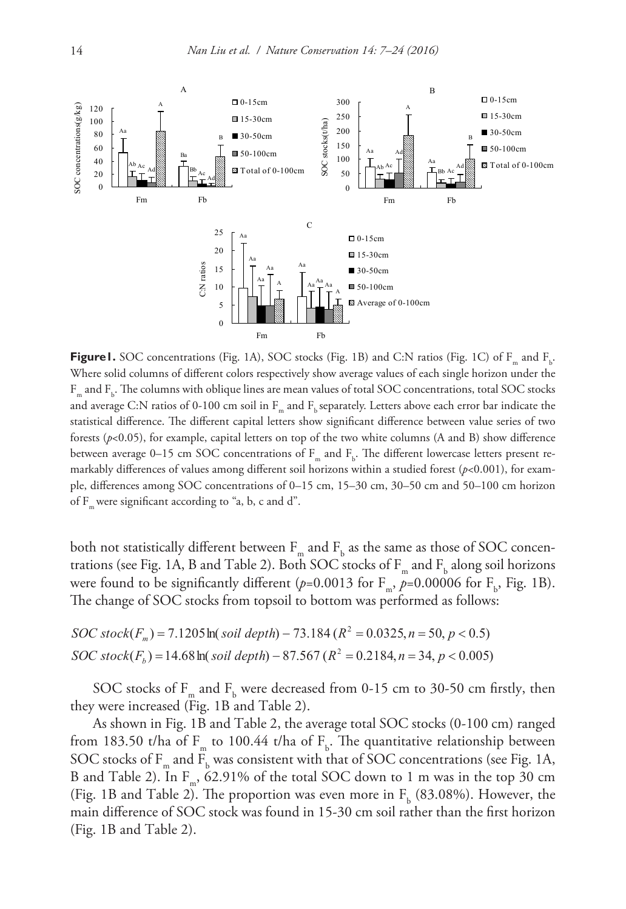**Figure 1.** SOC concentrations (Fig. 1A), SOC stocks (Fig. 1B) and C:N ratios (Fig. 1C) of $F_m$ and $F_b$. Where solid columns of different colors respectively show average values of each single horizon under the $F_m$ and $F_b$. The columns with oblique lines are mean values of total SOC concentrations, total SOC stocks and average C:N ratios of 0-100 cm soil in $F_m$ and $F_b$ separately. Letters above each error bar indicate the statistical difference. The different capital letters show significant difference between value series of two forests ($p$<0.05), for example, capital letters on top of the two white columns (A and B) show difference between average 0–15 cm SOC concentrations of $F_m$ and $F_b$. The different lowercase letters present remarkably differences of values among different soil horizons within a studied forest ($p$<0.001), for example, differences among SOC concentrations of 0–15 cm, 15–30 cm, 30–50 cm and 50–100 cm horizon of $F_m$ were significant according to "a, b, c and d".

both not statistically different between $F_m$ and $F_b$ as the same as those of SOC concentrations (see Fig. 1A, B and Table 2). Both SOC stocks of $F_m$ and $F_b$ along soil horizons were found to be significantly different ($p$=0.0013 for $F_m$, $p$=0.00006 for $F_b$, Fig. 1B). The change of SOC stocks from topsoil to bottom was performed as follows:

$$SOC\ stock(F_m) = 7.1205\ln(soil\ depth) - 73.184\ (R^2 = 0.0325, n = 50, p < 0.5)$$

$$SOC\ stock(F_b) = 14.68\ln(soil\ depth) - 87.567\ (R^2 = 0.2184, n = 34, p < 0.005)$$

SOC stocks of $F_m$ and $F_b$ were decreased from 0-15 cm to 30-50 cm firstly, then they were increased (Fig. 1B and Table 2).

As shown in Fig. 1B and Table 2, the average total SOC stocks (0-100 cm) ranged from 183.50 t/ha of $F_m$ to 100.44 t/ha of $F_b$. The quantitative relationship between SOC stocks of $F_m$ and $F_b$ was consistent with that of SOC concentrations (see Fig. 1A, B and Table 2). In $F_m$, 62.91% of the total SOC down to 1 m was in the top 30 cm (Fig. 1B and Table 2). The proportion was even more in $F_b$ (83.08%). However, the main difference of SOC stock was found in 15-30 cm soil rather than the first horizon (Fig. 1B and Table 2).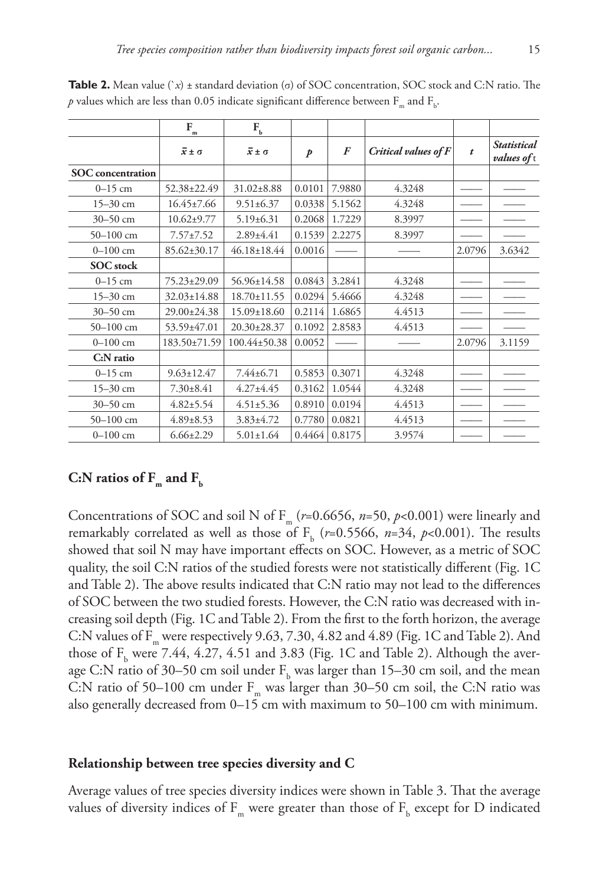**Table 2.** Mean value (`x) ± standard deviation (σ) of SOC concentration, SOC stock and C:N ratio. The $p$ values which are less than 0.05 indicate significant difference between $F_m$ and $F_b$.

| | $F_m$ | $F_b$ | | | | | |
|---|---|---|---|---|---|---|---|
| | $\bar{x} \pm \sigma$ | $\bar{x} \pm \sigma$ | $p$ | $F$ | *Critical values of F* | $t$ | *Statistical values of* t |
| **SOC concentration** | | | | | | | |
| 0–15 cm | 52.38±22.49 | 31.02±8.88 | 0.0101 | 7.9880 | 4.3248 | —— | —— |
| 15–30 cm | 16.45±7.66 | 9.51±6.37 | 0.0338 | 5.1562 | 4.3248 | —— | —— |
| 30–50 cm | 10.62±9.77 | 5.19±6.31 | 0.2068 | 1.7229 | 8.3997 | —— | —— |
| 50–100 cm | 7.57±7.52 | 2.89±4.41 | 0.1539 | 2.2275 | 8.3997 | —— | —— |
| 0–100 cm | 85.62±30.17 | 46.18±18.44 | 0.0016 | —— | —— | 2.0796 | 3.6342 |
| **SOC stock** | | | | | | | |
| 0–15 cm | 75.23±29.09 | 56.96±14.58 | 0.0843 | 3.2841 | 4.3248 | —— | —— |
| 15–30 cm | 32.03±14.88 | 18.70±11.55 | 0.0294 | 5.4666 | 4.3248 | —— | —— |
| 30–50 cm | 29.00±24.38 | 15.09±18.60 | 0.2114 | 1.6865 | 4.4513 | —— | —— |
| 50–100 cm | 53.59±47.01 | 20.30±28.37 | 0.1092 | 2.8583 | 4.4513 | —— | —— |
| 0–100 cm | 183.50±71.59 | 100.44±50.38 | 0.0052 | —— | —— | 2.0796 | 3.1159 |
| **C:N ratio** | | | | | | | |
| 0–15 cm | 9.63±12.47 | 7.44±6.71 | 0.5853 | 0.3071 | 4.3248 | —— | —— |
| 15–30 cm | 7.30±8.41 | 4.27±4.45 | 0.3162 | 1.0544 | 4.3248 | —— | —— |
| 30–50 cm | 4.82±5.54 | 4.51±5.36 | 0.8910 | 0.0194 | 4.4513 | —— | —— |
| 50–100 cm | 4.89±8.53 | 3.83±4.72 | 0.7780 | 0.0821 | 4.4513 | —— | —— |
| 0–100 cm | 6.66±2.29 | 5.01±1.64 | 0.4464 | 0.8175 | 3.9574 | —— | —— |

### C:N ratios of $F_m$ and $F_b$

Concentrations of SOC and soil N of $F_m$ ($r$=0.6656, $n$=50, $p$<0.001) were linearly and remarkably correlated as well as those of $F_b$ ($r$=0.5566, $n$=34, $p$<0.001). The results showed that soil N may have important effects on SOC. However, as a metric of SOC quality, the soil C:N ratios of the studied forests were not statistically different (Fig. 1C and Table 2). The above results indicated that C:N ratio may not lead to the differences of SOC between the two studied forests. However, the C:N ratio was decreased with increasing soil depth (Fig. 1C and Table 2). From the first to the forth horizon, the average C:N values of $F_m$ were respectively 9.63, 7.30, 4.82 and 4.89 (Fig. 1C and Table 2). And those of $F_b$ were 7.44, 4.27, 4.51 and 3.83 (Fig. 1C and Table 2). Although the average C:N ratio of 30–50 cm soil under $F_b$ was larger than 15–30 cm soil, and the mean C:N ratio of 50–100 cm under $F_m$ was larger than 30–50 cm soil, the C:N ratio was also generally decreased from 0–15 cm with maximum to 50–100 cm with minimum.

### Relationship between tree species diversity and C

Average values of tree species diversity indices were shown in Table 3. That the average values of diversity indices of $F_m$ were greater than those of $F_b$ except for D indicated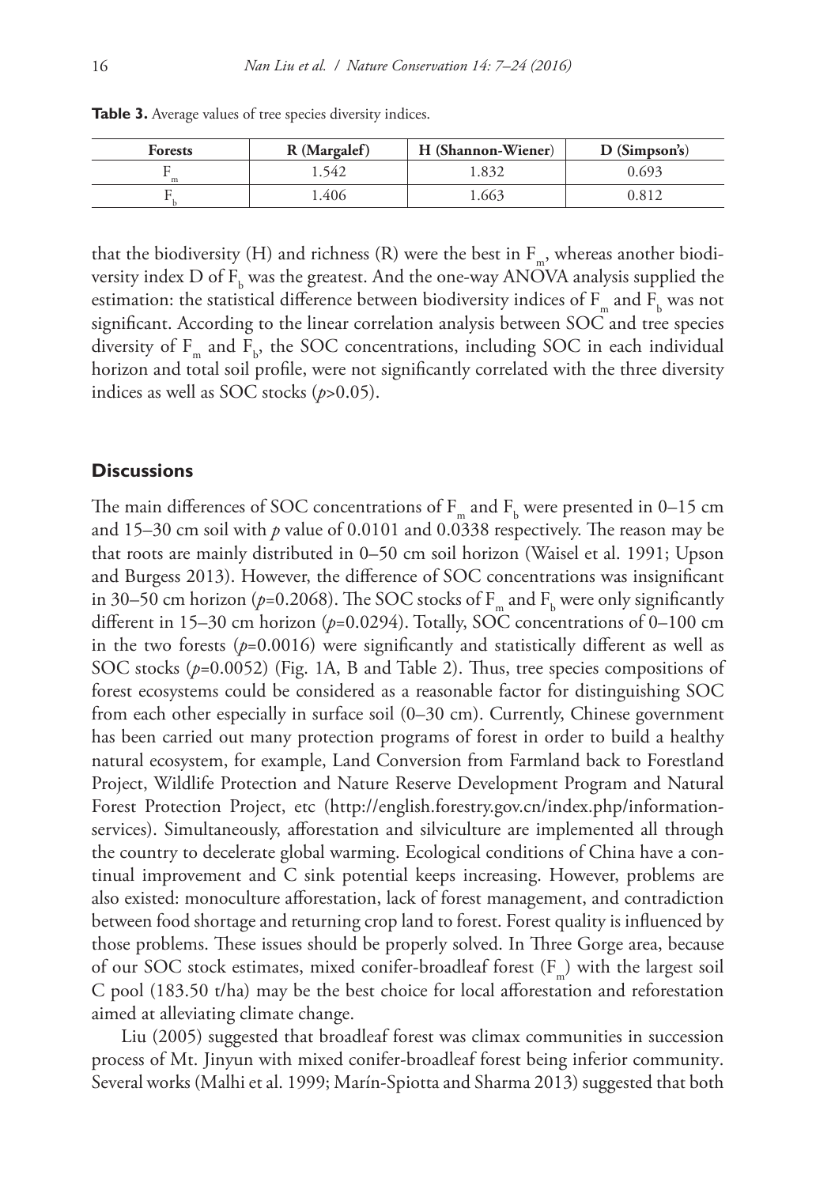**Table 3.** Average values of tree species diversity indices.

| Forests | R (Margalef) | H (Shannon-Wiener) | D (Simpson's) |
|---|---|---|---|
| $F_m$ | 1.542 | 1.832 | 0.693 |
| $F_b$ | 1.406 | 1.663 | 0.812 |

that the biodiversity (H) and richness (R) were the best in $F_m$, whereas another biodiversity index D of $F_b$ was the greatest. And the one-way ANOVA analysis supplied the estimation: the statistical difference between biodiversity indices of $F_m$ and $F_b$ was not significant. According to the linear correlation analysis between SOC and tree species diversity of $F_m$ and $F_b$, the SOC concentrations, including SOC in each individual horizon and total soil profile, were not significantly correlated with the three diversity indices as well as SOC stocks ($p$>0.05).

## Discussions

The main differences of SOC concentrations of $F_m$ and $F_b$ were presented in 0–15 cm and 15–30 cm soil with $p$ value of 0.0101 and 0.0338 respectively. The reason may be that roots are mainly distributed in 0–50 cm soil horizon (Waisel et al. 1991; Upson and Burgess 2013). However, the difference of SOC concentrations was insignificant in 30–50 cm horizon ($p$=0.2068). The SOC stocks of $F_m$ and $F_b$ were only significantly different in 15–30 cm horizon ($p$=0.0294). Totally, SOC concentrations of 0–100 cm in the two forests ($p$=0.0016) were significantly and statistically different as well as SOC stocks ($p$=0.0052) (Fig. 1A, B and Table 2). Thus, tree species compositions of forest ecosystems could be considered as a reasonable factor for distinguishing SOC from each other especially in surface soil (0–30 cm). Currently, Chinese government has been carried out many protection programs of forest in order to build a healthy natural ecosystem, for example, Land Conversion from Farmland back to Forestland Project, Wildlife Protection and Nature Reserve Development Program and Natural Forest Protection Project, etc (http://english.forestry.gov.cn/index.php/information-services). Simultaneously, afforestation and silviculture are implemented all through the country to decelerate global warming. Ecological conditions of China have a continual improvement and C sink potential keeps increasing. However, problems are also existed: monoculture afforestation, lack of forest management, and contradiction between food shortage and returning crop land to forest. Forest quality is influenced by those problems. These issues should be properly solved. In Three Gorge area, because of our SOC stock estimates, mixed conifer-broadleaf forest ($F_m$) with the largest soil C pool (183.50 t/ha) may be the best choice for local afforestation and reforestation aimed at alleviating climate change.

Liu (2005) suggested that broadleaf forest was climax communities in succession process of Mt. Jinyun with mixed conifer-broadleaf forest being inferior community. Several works (Malhi et al. 1999; Marín-Spiotta and Sharma 2013) suggested that both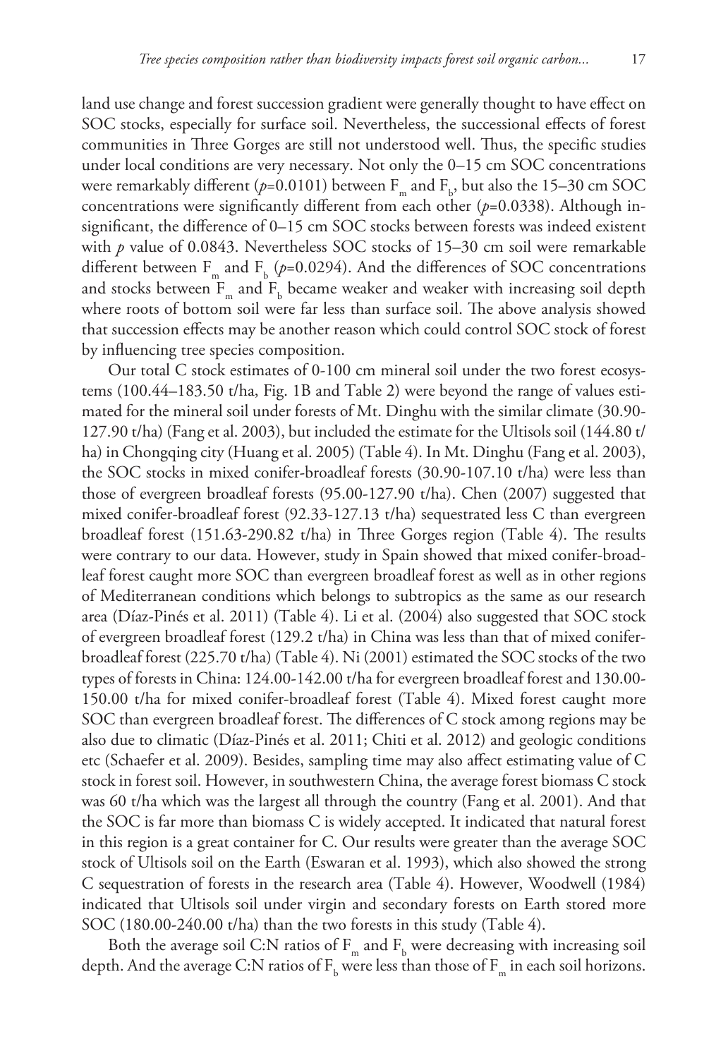land use change and forest succession gradient were generally thought to have effect on SOC stocks, especially for surface soil. Nevertheless, the successional effects of forest communities in Three Gorges are still not understood well. Thus, the specific studies under local conditions are very necessary. Not only the 0–15 cm SOC concentrations were remarkably different ($p$=0.0101) between $F_m$ and $F_b$, but also the 15–30 cm SOC concentrations were significantly different from each other ($p$=0.0338). Although insignificant, the difference of 0–15 cm SOC stocks between forests was indeed existent with $p$ value of 0.0843. Nevertheless SOC stocks of 15–30 cm soil were remarkable different between $F_m$ and $F_b$ ($p$=0.0294). And the differences of SOC concentrations and stocks between $F_m$ and $F_b$ became weaker and weaker with increasing soil depth where roots of bottom soil were far less than surface soil. The above analysis showed that succession effects may be another reason which could control SOC stock of forest by influencing tree species composition.

Our total C stock estimates of 0-100 cm mineral soil under the two forest ecosystems (100.44–183.50 t/ha, Fig. 1B and Table 2) were beyond the range of values estimated for the mineral soil under forests of Mt. Dinghu with the similar climate (30.90-127.90 t/ha) (Fang et al. 2003), but included the estimate for the Ultisols soil (144.80 t/ha) in Chongqing city (Huang et al. 2005) (Table 4). In Mt. Dinghu (Fang et al. 2003), the SOC stocks in mixed conifer-broadleaf forests (30.90-107.10 t/ha) were less than those of evergreen broadleaf forests (95.00-127.90 t/ha). Chen (2007) suggested that mixed conifer-broadleaf forest (92.33-127.13 t/ha) sequestrated less C than evergreen broadleaf forest (151.63-290.82 t/ha) in Three Gorges region (Table 4). The results were contrary to our data. However, study in Spain showed that mixed conifer-broadleaf forest caught more SOC than evergreen broadleaf forest as well as in other regions of Mediterranean conditions which belongs to subtropics as the same as our research area (Díaz-Pinés et al. 2011) (Table 4). Li et al. (2004) also suggested that SOC stock of evergreen broadleaf forest (129.2 t/ha) in China was less than that of mixed conifer-broadleaf forest (225.70 t/ha) (Table 4). Ni (2001) estimated the SOC stocks of the two types of forests in China: 124.00-142.00 t/ha for evergreen broadleaf forest and 130.00-150.00 t/ha for mixed conifer-broadleaf forest (Table 4). Mixed forest caught more SOC than evergreen broadleaf forest. The differences of C stock among regions may be also due to climatic (Díaz-Pinés et al. 2011; Chiti et al. 2012) and geologic conditions etc (Schaefer et al. 2009). Besides, sampling time may also affect estimating value of C stock in forest soil. However, in southwestern China, the average forest biomass C stock was 60 t/ha which was the largest all through the country (Fang et al. 2001). And that the SOC is far more than biomass C is widely accepted. It indicated that natural forest in this region is a great container for C. Our results were greater than the average SOC stock of Ultisols soil on the Earth (Eswaran et al. 1993), which also showed the strong C sequestration of forests in the research area (Table 4). However, Woodwell (1984) indicated that Ultisols soil under virgin and secondary forests on Earth stored more SOC (180.00-240.00 t/ha) than the two forests in this study (Table 4).

Both the average soil C:N ratios of $F_m$ and $F_b$ were decreasing with increasing soil depth. And the average C:N ratios of $F_b$ were less than those of $F_m$ in each soil horizons.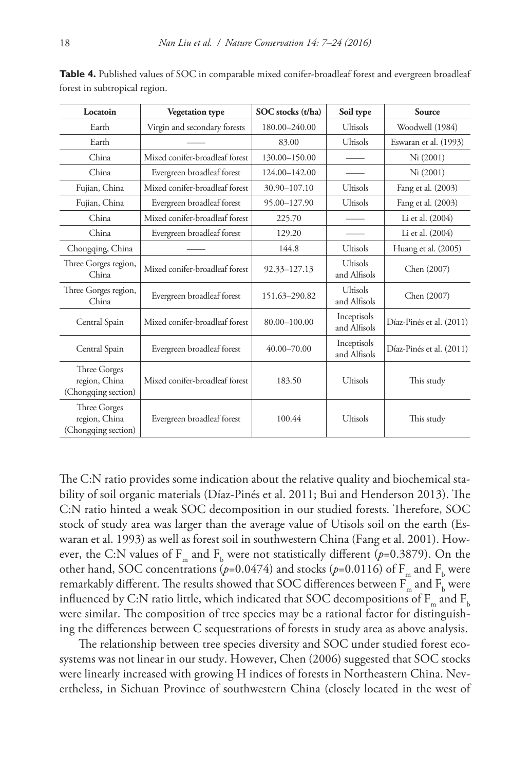**Table 4.** Published values of SOC in comparable mixed conifer-broadleaf forest and evergreen broadleaf forest in subtropical region.

| Locatoin | Vegetation type | SOC stocks (t/ha) | Soil type | Source |
|---|---|---|---|---|
| Earth | Virgin and secondary forests | 180.00–240.00 | Ultisols | Woodwell (1984) |
| Earth | —— | 83.00 | Ultisols | Eswaran et al. (1993) |
| China | Mixed conifer-broadleaf forest | 130.00–150.00 | —— | Ni (2001) |
| China | Evergreen broadleaf forest | 124.00–142.00 | —— | Ni (2001) |
| Fujian, China | Mixed conifer-broadleaf forest | 30.90–107.10 | Ultisols | Fang et al. (2003) |
| Fujian, China | Evergreen broadleaf forest | 95.00–127.90 | Ultisols | Fang et al. (2003) |
| China | Mixed conifer-broadleaf forest | 225.70 | —— | Li et al. (2004) |
| China | Evergreen broadleaf forest | 129.20 | —— | Li et al. (2004) |
| Chongqing, China | —— | 144.8 | Ultisols | Huang et al. (2005) |
| Three Gorges region, China | Mixed conifer-broadleaf forest | 92.33–127.13 | Ultisols and Alfisols | Chen (2007) |
| Three Gorges region, China | Evergreen broadleaf forest | 151.63–290.82 | Ultisols and Alfisols | Chen (2007) |
| Central Spain | Mixed conifer-broadleaf forest | 80.00–100.00 | Inceptisols and Alfisols | Díaz-Pinés et al. (2011) |
| Central Spain | Evergreen broadleaf forest | 40.00–70.00 | Inceptisols and Alfisols | Díaz-Pinés et al. (2011) |
| Three Gorges region, China (Chongqing section) | Mixed conifer-broadleaf forest | 183.50 | Ultisols | This study |
| Three Gorges region, China (Chongqing section) | Evergreen broadleaf forest | 100.44 | Ultisols | This study |

The C:N ratio provides some indication about the relative quality and biochemical stability of soil organic materials (Díaz-Pinés et al. 2011; Bui and Henderson 2013). The C:N ratio hinted a weak SOC decomposition in our studied forests. Therefore, SOC stock of study area was larger than the average value of Utisols soil on the earth (Eswaran et al. 1993) as well as forest soil in southwestern China (Fang et al. 2001). However, the C:N values of $F_m$ and $F_b$ were not statistically different ($p$=0.3879). On the other hand, SOC concentrations ($p$=0.0474) and stocks ($p$=0.0116) of $F_m$ and $F_b$ were remarkably different. The results showed that SOC differences between $F_m$ and $F_b$ were influenced by C:N ratio little, which indicated that SOC decompositions of $F_m$ and $F_b$ were similar. The composition of tree species may be a rational factor for distinguishing the differences between C sequestrations of forests in study area as above analysis.

The relationship between tree species diversity and SOC under studied forest ecosystems was not linear in our study. However, Chen (2006) suggested that SOC stocks were linearly increased with growing H indices of forests in Northeastern China. Nevertheless, in Sichuan Province of southwestern China (closely located in the west of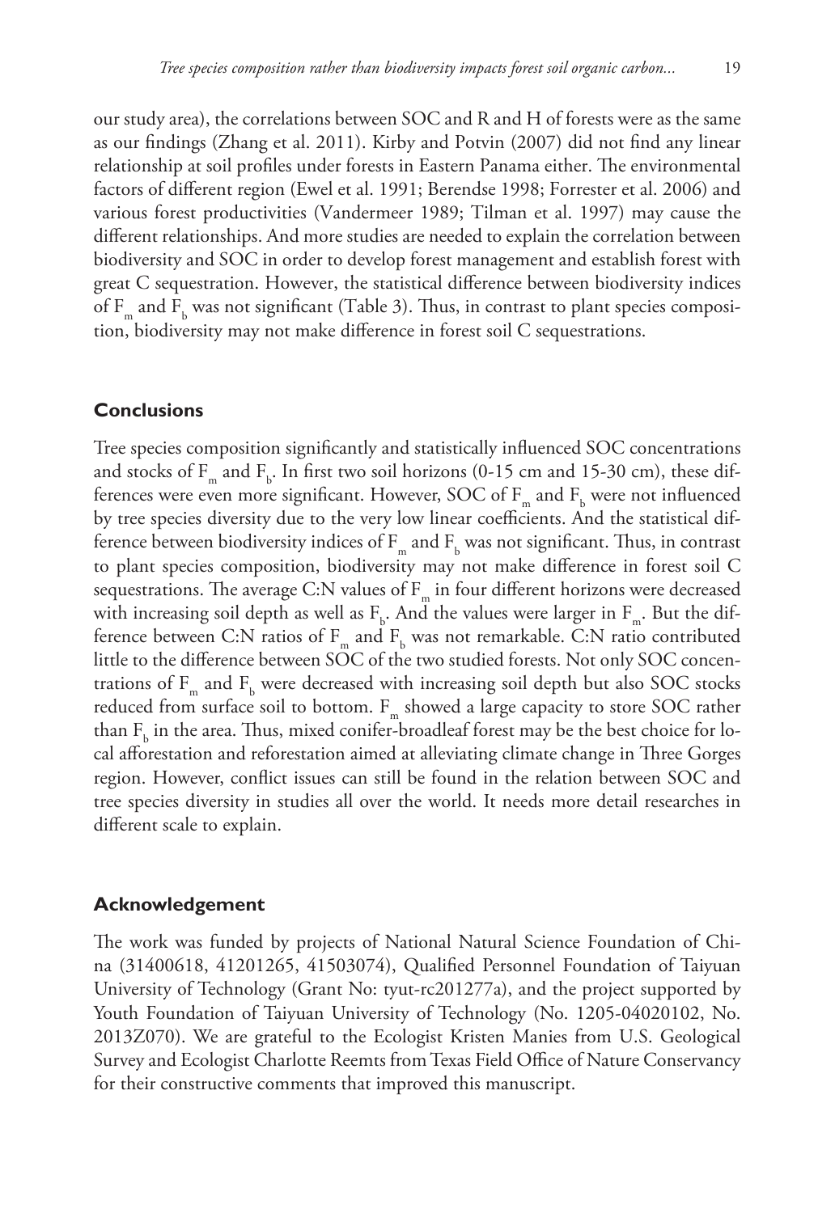our study area), the correlations between SOC and R and H of forests were as the same as our findings (Zhang et al. 2011). Kirby and Potvin (2007) did not find any linear relationship at soil profiles under forests in Eastern Panama either. The environmental factors of different region (Ewel et al. 1991; Berendse 1998; Forrester et al. 2006) and various forest productivities (Vandermeer 1989; Tilman et al. 1997) may cause the different relationships. And more studies are needed to explain the correlation between biodiversity and SOC in order to develop forest management and establish forest with great C sequestration. However, the statistical difference between biodiversity indices of $F_m$ and $F_b$ was not significant (Table 3). Thus, in contrast to plant species composition, biodiversity may not make difference in forest soil C sequestrations.

## Conclusions

Tree species composition significantly and statistically influenced SOC concentrations and stocks of $F_m$ and $F_b$. In first two soil horizons (0-15 cm and 15-30 cm), these differences were even more significant. However, SOC of $F_m$ and $F_b$ were not influenced by tree species diversity due to the very low linear coefficients. And the statistical difference between biodiversity indices of $F_m$ and $F_b$ was not significant. Thus, in contrast to plant species composition, biodiversity may not make difference in forest soil C sequestrations. The average C:N values of $F_m$ in four different horizons were decreased with increasing soil depth as well as $F_b$. And the values were larger in $F_m$. But the difference between C:N ratios of $F_m$ and $F_b$ was not remarkable. C:N ratio contributed little to the difference between SOC of the two studied forests. Not only SOC concentrations of $F_m$ and $F_b$ were decreased with increasing soil depth but also SOC stocks reduced from surface soil to bottom. $F_m$ showed a large capacity to store SOC rather than $F_b$ in the area. Thus, mixed conifer-broadleaf forest may be the best choice for local afforestation and reforestation aimed at alleviating climate change in Three Gorges region. However, conflict issues can still be found in the relation between SOC and tree species diversity in studies all over the world. It needs more detail researches in different scale to explain.

## Acknowledgement

The work was funded by projects of National Natural Science Foundation of China (31400618, 41201265, 41503074), Qualified Personnel Foundation of Taiyuan University of Technology (Grant No: tyut-rc201277a), and the project supported by Youth Foundation of Taiyuan University of Technology (No. 1205-04020102, No. 2013Z070). We are grateful to the Ecologist Kristen Manies from U.S. Geological Survey and Ecologist Charlotte Reemts from Texas Field Office of Nature Conservancy for their constructive comments that improved this manuscript.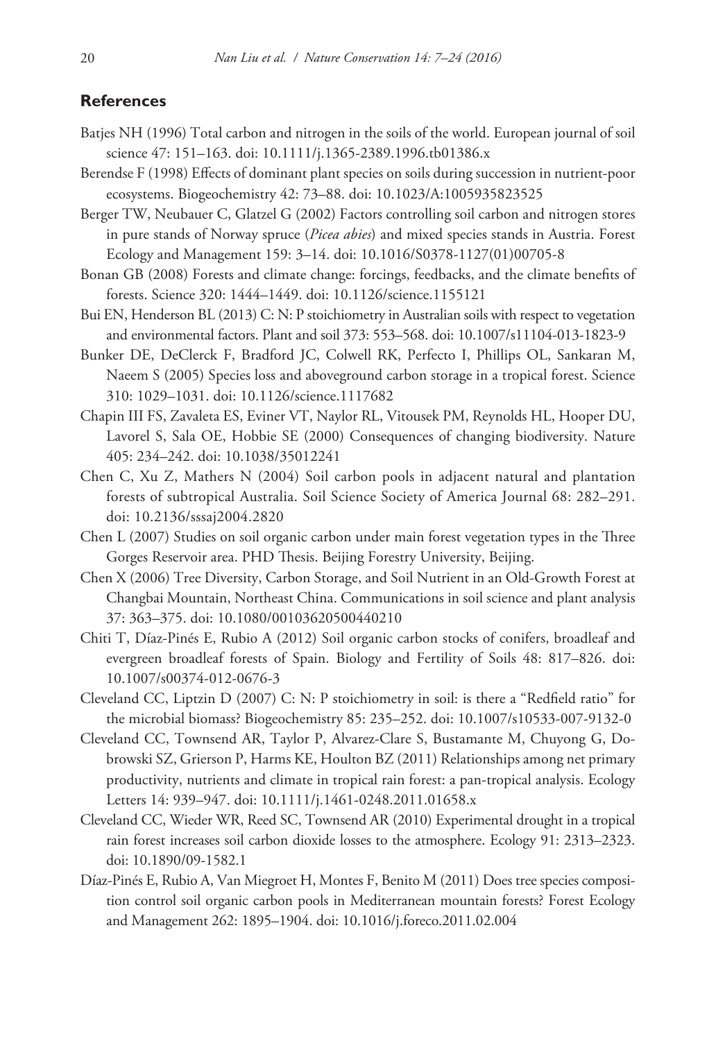## References

Batjes NH (1996) Total carbon and nitrogen in the soils of the world. European journal of soil science 47: 151–163. doi: 10.1111/j.1365-2389.1996.tb01386.x

Berendse F (1998) Effects of dominant plant species on soils during succession in nutrient-poor ecosystems. Biogeochemistry 42: 73–88. doi: 10.1023/A:1005935823525

Berger TW, Neubauer C, Glatzel G (2002) Factors controlling soil carbon and nitrogen stores in pure stands of Norway spruce (*Picea abies*) and mixed species stands in Austria. Forest Ecology and Management 159: 3–14. doi: 10.1016/S0378-1127(01)00705-8

Bonan GB (2008) Forests and climate change: forcings, feedbacks, and the climate benefits of forests. Science 320: 1444–1449. doi: 10.1126/science.1155121

Bui EN, Henderson BL (2013) C: N: P stoichiometry in Australian soils with respect to vegetation and environmental factors. Plant and soil 373: 553–568. doi: 10.1007/s11104-013-1823-9

Bunker DE, DeClerck F, Bradford JC, Colwell RK, Perfecto I, Phillips OL, Sankaran M, Naeem S (2005) Species loss and aboveground carbon storage in a tropical forest. Science 310: 1029–1031. doi: 10.1126/science.1117682

Chapin III FS, Zavaleta ES, Eviner VT, Naylor RL, Vitousek PM, Reynolds HL, Hooper DU, Lavorel S, Sala OE, Hobbie SE (2000) Consequences of changing biodiversity. Nature 405: 234–242. doi: 10.1038/35012241

Chen C, Xu Z, Mathers N (2004) Soil carbon pools in adjacent natural and plantation forests of subtropical Australia. Soil Science Society of America Journal 68: 282–291. doi: 10.2136/sssaj2004.2820

Chen L (2007) Studies on soil organic carbon under main forest vegetation types in the Three Gorges Reservoir area. PHD Thesis. Beijing Forestry University, Beijing.

Chen X (2006) Tree Diversity, Carbon Storage, and Soil Nutrient in an Old-Growth Forest at Changbai Mountain, Northeast China. Communications in soil science and plant analysis 37: 363–375. doi: 10.1080/00103620500440210

Chiti T, Díaz-Pinés E, Rubio A (2012) Soil organic carbon stocks of conifers, broadleaf and evergreen broadleaf forests of Spain. Biology and Fertility of Soils 48: 817–826. doi: 10.1007/s00374-012-0676-3

Cleveland CC, Liptzin D (2007) C: N: P stoichiometry in soil: is there a "Redfield ratio" for the microbial biomass? Biogeochemistry 85: 235–252. doi: 10.1007/s10533-007-9132-0

Cleveland CC, Townsend AR, Taylor P, Alvarez-Clare S, Bustamante M, Chuyong G, Dobrowski SZ, Grierson P, Harms KE, Houlton BZ (2011) Relationships among net primary productivity, nutrients and climate in tropical rain forest: a pan-tropical analysis. Ecology Letters 14: 939–947. doi: 10.1111/j.1461-0248.2011.01658.x

Cleveland CC, Wieder WR, Reed SC, Townsend AR (2010) Experimental drought in a tropical rain forest increases soil carbon dioxide losses to the atmosphere. Ecology 91: 2313–2323. doi: 10.1890/09-1582.1

Díaz-Pinés E, Rubio A, Van Miegroet H, Montes F, Benito M (2011) Does tree species composition control soil organic carbon pools in Mediterranean mountain forests? Forest Ecology and Management 262: 1895–1904. doi: 10.1016/j.foreco.2011.02.004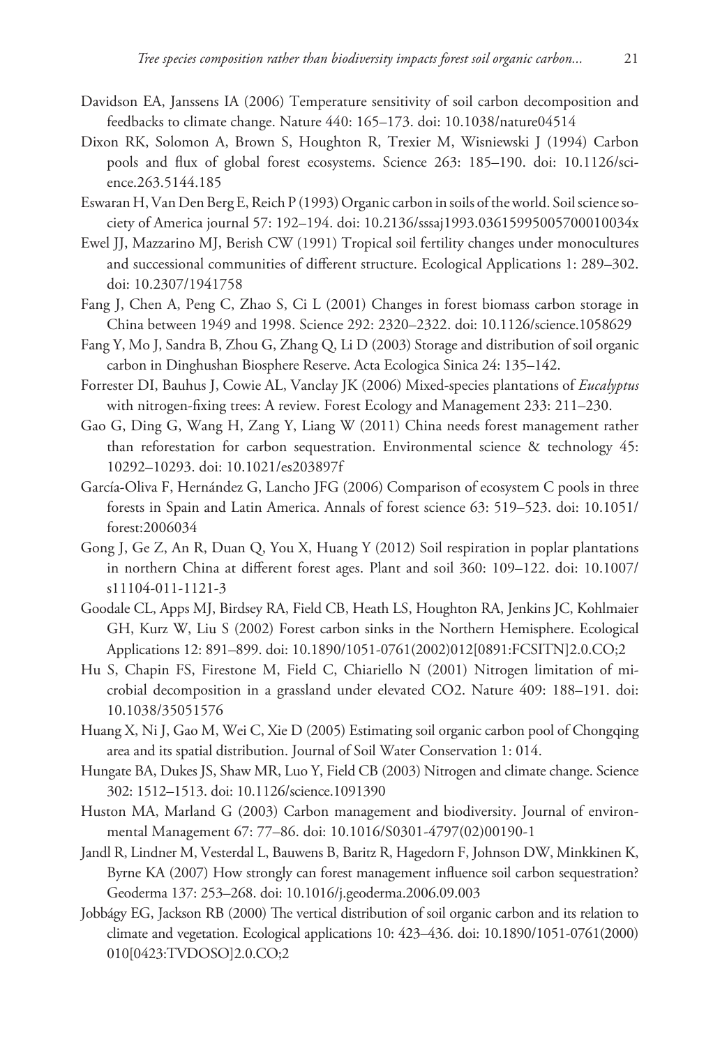Davidson EA, Janssens IA (2006) Temperature sensitivity of soil carbon decomposition and feedbacks to climate change. Nature 440: 165–173. doi: 10.1038/nature04514

Dixon RK, Solomon A, Brown S, Houghton R, Trexier M, Wisniewski J (1994) Carbon pools and flux of global forest ecosystems. Science 263: 185–190. doi: 10.1126/science.263.5144.185

Eswaran H, Van Den Berg E, Reich P (1993) Organic carbon in soils of the world. Soil science society of America journal 57: 192–194. doi: 10.2136/sssaj1993.03615995005700010034x

Ewel JJ, Mazzarino MJ, Berish CW (1991) Tropical soil fertility changes under monocultures and successional communities of different structure. Ecological Applications 1: 289–302. doi: 10.2307/1941758

Fang J, Chen A, Peng C, Zhao S, Ci L (2001) Changes in forest biomass carbon storage in China between 1949 and 1998. Science 292: 2320–2322. doi: 10.1126/science.1058629

Fang Y, Mo J, Sandra B, Zhou G, Zhang Q, Li D (2003) Storage and distribution of soil organic carbon in Dinghushan Biosphere Reserve. Acta Ecologica Sinica 24: 135–142.

Forrester DI, Bauhus J, Cowie AL, Vanclay JK (2006) Mixed-species plantations of *Eucalyptus* with nitrogen-fixing trees: A review. Forest Ecology and Management 233: 211–230.

Gao G, Ding G, Wang H, Zang Y, Liang W (2011) China needs forest management rather than reforestation for carbon sequestration. Environmental science & technology 45: 10292–10293. doi: 10.1021/es203897f

García-Oliva F, Hernández G, Lancho JFG (2006) Comparison of ecosystem C pools in three forests in Spain and Latin America. Annals of forest science 63: 519–523. doi: 10.1051/forest:2006034

Gong J, Ge Z, An R, Duan Q, You X, Huang Y (2012) Soil respiration in poplar plantations in northern China at different forest ages. Plant and soil 360: 109–122. doi: 10.1007/s11104-011-1121-3

Goodale CL, Apps MJ, Birdsey RA, Field CB, Heath LS, Houghton RA, Jenkins JC, Kohlmaier GH, Kurz W, Liu S (2002) Forest carbon sinks in the Northern Hemisphere. Ecological Applications 12: 891–899. doi: 10.1890/1051-0761(2002)012[0891:FCSITN]2.0.CO;2

Hu S, Chapin FS, Firestone M, Field C, Chiariello N (2001) Nitrogen limitation of microbial decomposition in a grassland under elevated CO2. Nature 409: 188–191. doi: 10.1038/35051576

Huang X, Ni J, Gao M, Wei C, Xie D (2005) Estimating soil organic carbon pool of Chongqing area and its spatial distribution. Journal of Soil Water Conservation 1: 014.

Hungate BA, Dukes JS, Shaw MR, Luo Y, Field CB (2003) Nitrogen and climate change. Science 302: 1512–1513. doi: 10.1126/science.1091390

Huston MA, Marland G (2003) Carbon management and biodiversity. Journal of environmental Management 67: 77–86. doi: 10.1016/S0301-4797(02)00190-1

Jandl R, Lindner M, Vesterdal L, Bauwens B, Baritz R, Hagedorn F, Johnson DW, Minkkinen K, Byrne KA (2007) How strongly can forest management influence soil carbon sequestration? Geoderma 137: 253–268. doi: 10.1016/j.geoderma.2006.09.003

Jobbágy EG, Jackson RB (2000) The vertical distribution of soil organic carbon and its relation to climate and vegetation. Ecological applications 10: 423–436. doi: 10.1890/1051-0761(2000)010[0423:TVDOSO]2.0.CO;2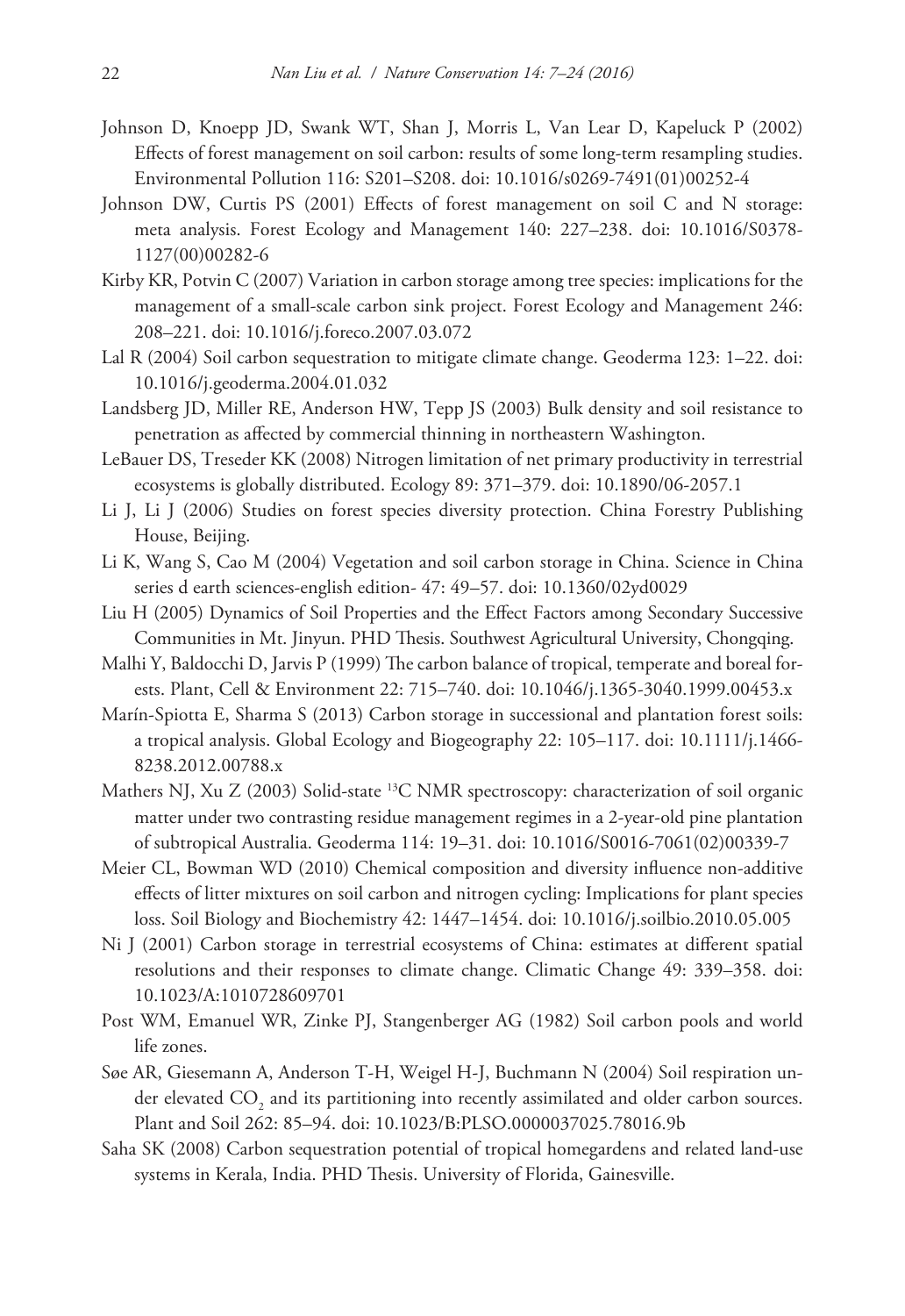Johnson D, Knoepp JD, Swank WT, Shan J, Morris L, Van Lear D, Kapeluck P (2002) Effects of forest management on soil carbon: results of some long-term resampling studies. Environmental Pollution 116: S201–S208. doi: 10.1016/s0269-7491(01)00252-4

Johnson DW, Curtis PS (2001) Effects of forest management on soil C and N storage: meta analysis. Forest Ecology and Management 140: 227–238. doi: 10.1016/S0378-1127(00)00282-6

Kirby KR, Potvin C (2007) Variation in carbon storage among tree species: implications for the management of a small-scale carbon sink project. Forest Ecology and Management 246: 208–221. doi: 10.1016/j.foreco.2007.03.072

Lal R (2004) Soil carbon sequestration to mitigate climate change. Geoderma 123: 1–22. doi: 10.1016/j.geoderma.2004.01.032

Landsberg JD, Miller RE, Anderson HW, Tepp JS (2003) Bulk density and soil resistance to penetration as affected by commercial thinning in northeastern Washington.

LeBauer DS, Treseder KK (2008) Nitrogen limitation of net primary productivity in terrestrial ecosystems is globally distributed. Ecology 89: 371–379. doi: 10.1890/06-2057.1

Li J, Li J (2006) Studies on forest species diversity protection. China Forestry Publishing House, Beijing.

Li K, Wang S, Cao M (2004) Vegetation and soil carbon storage in China. Science in China series d earth sciences-english edition- 47: 49–57. doi: 10.1360/02yd0029

Liu H (2005) Dynamics of Soil Properties and the Effect Factors among Secondary Successive Communities in Mt. Jinyun. PHD Thesis. Southwest Agricultural University, Chongqing.

Malhi Y, Baldocchi D, Jarvis P (1999) The carbon balance of tropical, temperate and boreal forests. Plant, Cell & Environment 22: 715–740. doi: 10.1046/j.1365-3040.1999.00453.x

Marín-Spiotta E, Sharma S (2013) Carbon storage in successional and plantation forest soils: a tropical analysis. Global Ecology and Biogeography 22: 105–117. doi: 10.1111/j.1466-8238.2012.00788.x

Mathers NJ, Xu Z (2003) Solid-state $^{13}C$ NMR spectroscopy: characterization of soil organic matter under two contrasting residue management regimes in a 2-year-old pine plantation of subtropical Australia. Geoderma 114: 19–31. doi: 10.1016/S0016-7061(02)00339-7

Meier CL, Bowman WD (2010) Chemical composition and diversity influence non-additive effects of litter mixtures on soil carbon and nitrogen cycling: Implications for plant species loss. Soil Biology and Biochemistry 42: 1447–1454. doi: 10.1016/j.soilbio.2010.05.005

Ni J (2001) Carbon storage in terrestrial ecosystems of China: estimates at different spatial resolutions and their responses to climate change. Climatic Change 49: 339–358. doi: 10.1023/A:1010728609701

Post WM, Emanuel WR, Zinke PJ, Stangenberger AG (1982) Soil carbon pools and world life zones.

Søe AR, Giesemann A, Anderson T-H, Weigel H-J, Buchmann N (2004) Soil respiration under elevated $CO_2$ and its partitioning into recently assimilated and older carbon sources. Plant and Soil 262: 85–94. doi: 10.1023/B:PLSO.0000037025.78016.9b

Saha SK (2008) Carbon sequestration potential of tropical homegardens and related land-use systems in Kerala, India. PHD Thesis. University of Florida, Gainesville.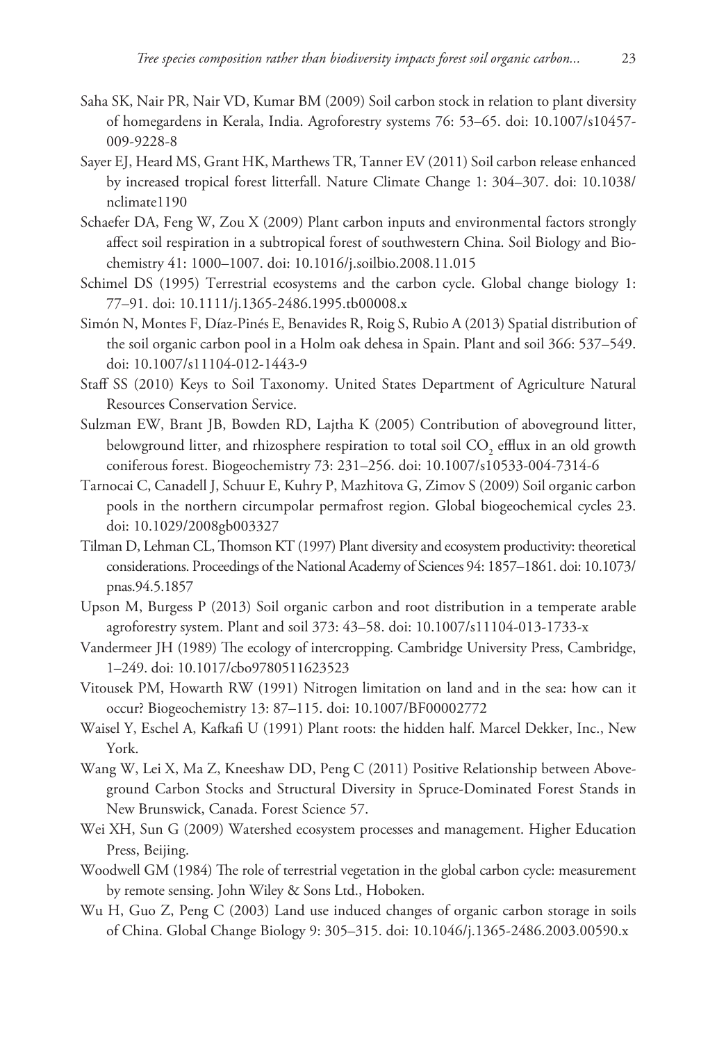Saha SK, Nair PR, Nair VD, Kumar BM (2009) Soil carbon stock in relation to plant diversity of homegardens in Kerala, India. Agroforestry systems 76: 53–65. doi: 10.1007/s10457-009-9228-8

Sayer EJ, Heard MS, Grant HK, Marthews TR, Tanner EV (2011) Soil carbon release enhanced by increased tropical forest litterfall. Nature Climate Change 1: 304–307. doi: 10.1038/nclimate1190

Schaefer DA, Feng W, Zou X (2009) Plant carbon inputs and environmental factors strongly affect soil respiration in a subtropical forest of southwestern China. Soil Biology and Biochemistry 41: 1000–1007. doi: 10.1016/j.soilbio.2008.11.015

Schimel DS (1995) Terrestrial ecosystems and the carbon cycle. Global change biology 1: 77–91. doi: 10.1111/j.1365-2486.1995.tb00008.x

Simón N, Montes F, Díaz-Pinés E, Benavides R, Roig S, Rubio A (2013) Spatial distribution of the soil organic carbon pool in a Holm oak dehesa in Spain. Plant and soil 366: 537–549. doi: 10.1007/s11104-012-1443-9

Staff SS (2010) Keys to Soil Taxonomy. United States Department of Agriculture Natural Resources Conservation Service.

Sulzman EW, Brant JB, Bowden RD, Lajtha K (2005) Contribution of aboveground litter, belowground litter, and rhizosphere respiration to total soil $CO_2$ efflux in an old growth coniferous forest. Biogeochemistry 73: 231–256. doi: 10.1007/s10533-004-7314-6

Tarnocai C, Canadell J, Schuur E, Kuhry P, Mazhitova G, Zimov S (2009) Soil organic carbon pools in the northern circumpolar permafrost region. Global biogeochemical cycles 23. doi: 10.1029/2008gb003327

Tilman D, Lehman CL, Thomson KT (1997) Plant diversity and ecosystem productivity: theoretical considerations. Proceedings of the National Academy of Sciences 94: 1857–1861. doi: 10.1073/pnas.94.5.1857

Upson M, Burgess P (2013) Soil organic carbon and root distribution in a temperate arable agroforestry system. Plant and soil 373: 43–58. doi: 10.1007/s11104-013-1733-x

Vandermeer JH (1989) The ecology of intercropping. Cambridge University Press, Cambridge, 1–249. doi: 10.1017/cbo9780511623523

Vitousek PM, Howarth RW (1991) Nitrogen limitation on land and in the sea: how can it occur? Biogeochemistry 13: 87–115. doi: 10.1007/BF00002772

Waisel Y, Eschel A, Kafkafi U (1991) Plant roots: the hidden half. Marcel Dekker, Inc., New York.

Wang W, Lei X, Ma Z, Kneeshaw DD, Peng C (2011) Positive Relationship between Aboveground Carbon Stocks and Structural Diversity in Spruce-Dominated Forest Stands in New Brunswick, Canada. Forest Science 57.

Wei XH, Sun G (2009) Watershed ecosystem processes and management. Higher Education Press, Beijing.

Woodwell GM (1984) The role of terrestrial vegetation in the global carbon cycle: measurement by remote sensing. John Wiley & Sons Ltd., Hoboken.

Wu H, Guo Z, Peng C (2003) Land use induced changes of organic carbon storage in soils of China. Global Change Biology 9: 305–315. doi: 10.1046/j.1365-2486.2003.00590.x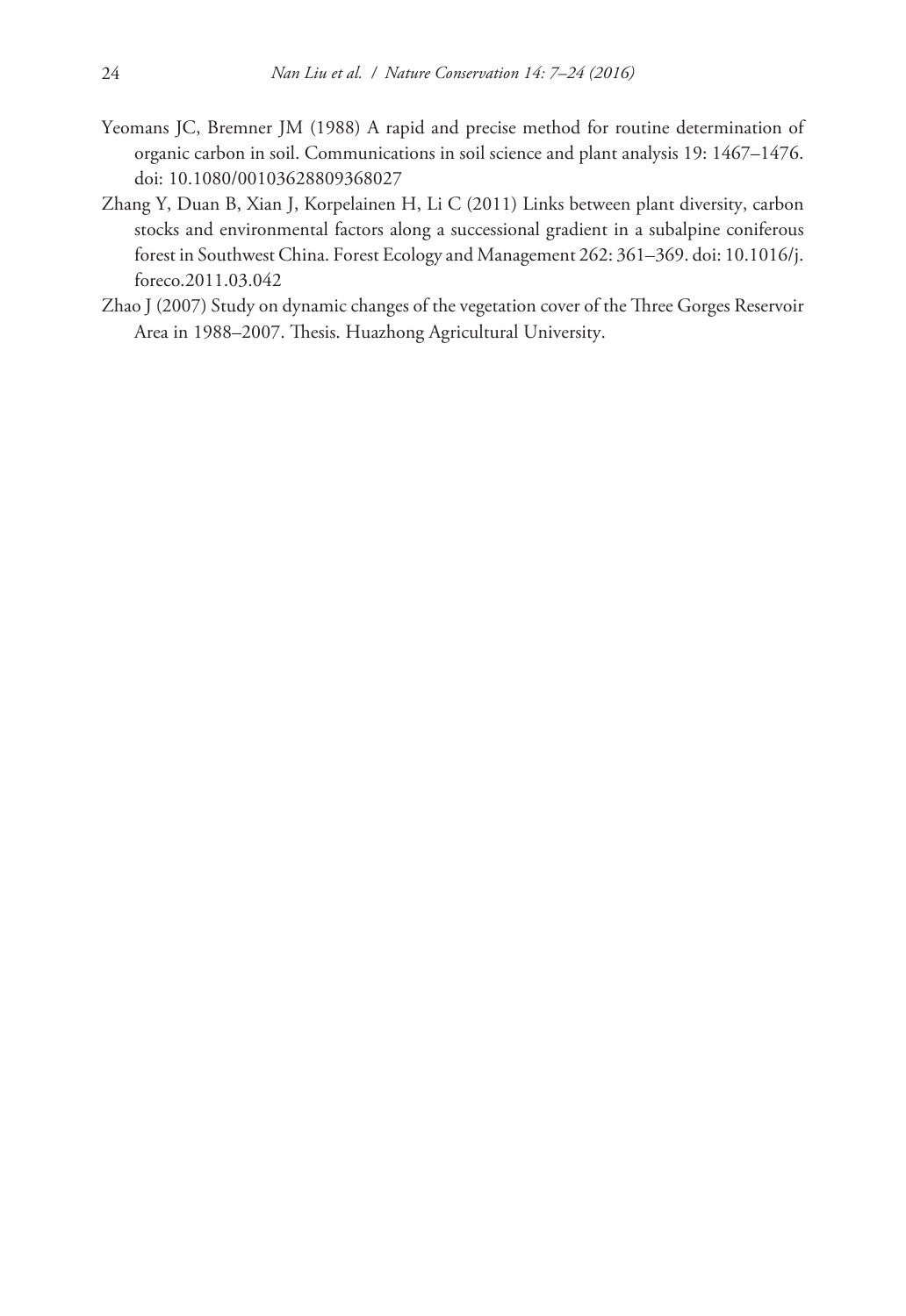Yeomans JC, Bremner JM (1988) A rapid and precise method for routine determination of organic carbon in soil. Communications in soil science and plant analysis 19: 1467–1476. doi: 10.1080/00103628809368027

Zhang Y, Duan B, Xian J, Korpelainen H, Li C (2011) Links between plant diversity, carbon stocks and environmental factors along a successional gradient in a subalpine coniferous forest in Southwest China. Forest Ecology and Management 262: 361–369. doi: 10.1016/j.foreco.2011.03.042

Zhao J (2007) Study on dynamic changes of the vegetation cover of the Three Gorges Reservoir Area in 1988–2007. Thesis. Huazhong Agricultural University.